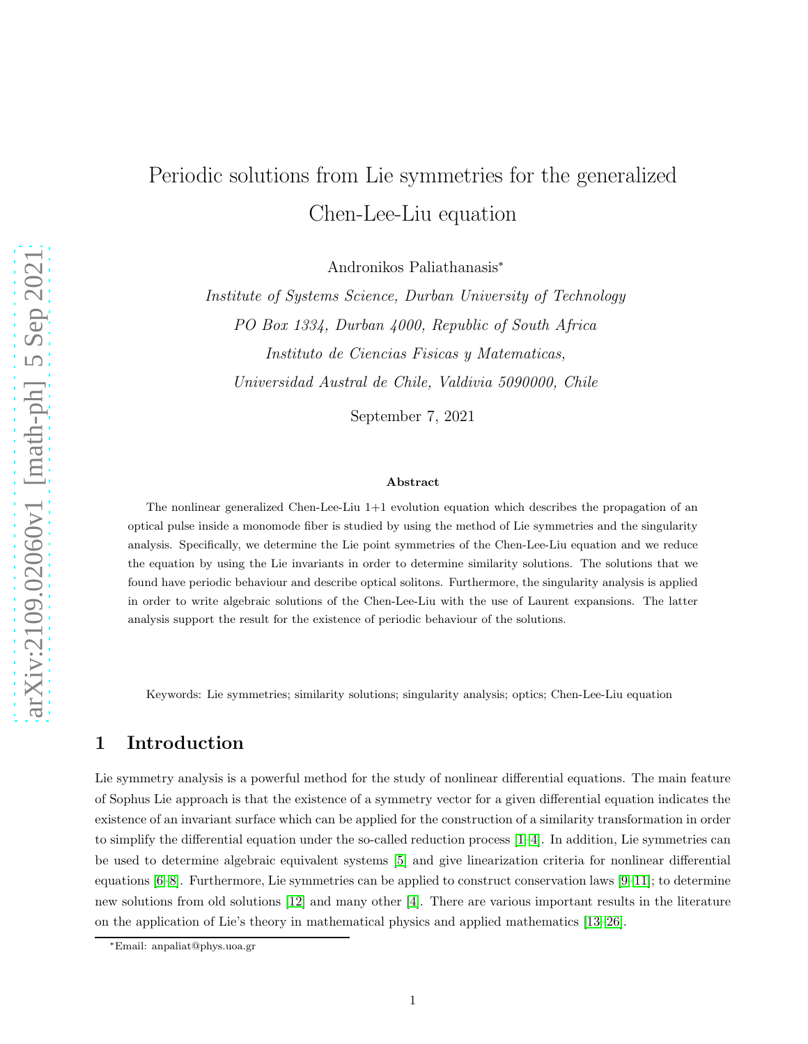# Periodic solutions from Lie symmetries for the generalized Chen-Lee-Liu equation

Andronikos Paliathanasis*

*Institute of Systems Science, Durban University of Technology*

*PO Box 1334, Durban 4000, Republic of South Africa*

*Instituto de Ciencias Fisicas y Matematicas,*

*Universidad Austral de Chile, Valdivia 5090000, Chile*

September 7, 2021

### Abstract

The nonlinear generalized Chen-Lee-Liu 1+1 evolution equation which describes the propagation of an optical pulse inside a monomode fiber is studied by using the method of Lie symmetries and the singularity analysis. Specifically, we determine the Lie point symmetries of the Chen-Lee-Liu equation and we reduce the equation by using the Lie invariants in order to determine similarity solutions. The solutions that we found have periodic behaviour and describe optical solitons. Furthermore, the singularity analysis is applied in order to write algebraic solutions of the Chen-Lee-Liu with the use of Laurent expansions. The latter analysis support the result for the existence of periodic behaviour of the solutions.

Keywords: Lie symmetries; similarity solutions; singularity analysis; optics; Chen-Lee-Liu equation

## 1 Introduction

Lie symmetry analysis is a powerful method for the study of nonlinear differential equations. The main feature of Sophus Lie approach is that the existence of a symmetry vector for a given differential equation indicates the existence of an invariant surface which can be applied for the construction of a similarity transformation in order to simplify the differential equation under the so-called reduction process [1–4]. In addition, Lie symmetries can be used to determine algebraic equivalent systems [5] and give linearization criteria for nonlinear differential equations [6–8]. Furthermore, Lie symmetries can be applied to construct conservation laws [9–11]; to determine new solutions from old solutions [12] and many other [4]. There are various important results in the literature on the application of Lie's theory in mathematical physics and applied mathematics [13–26].

*Email: anpaliat@phys.uoa.gr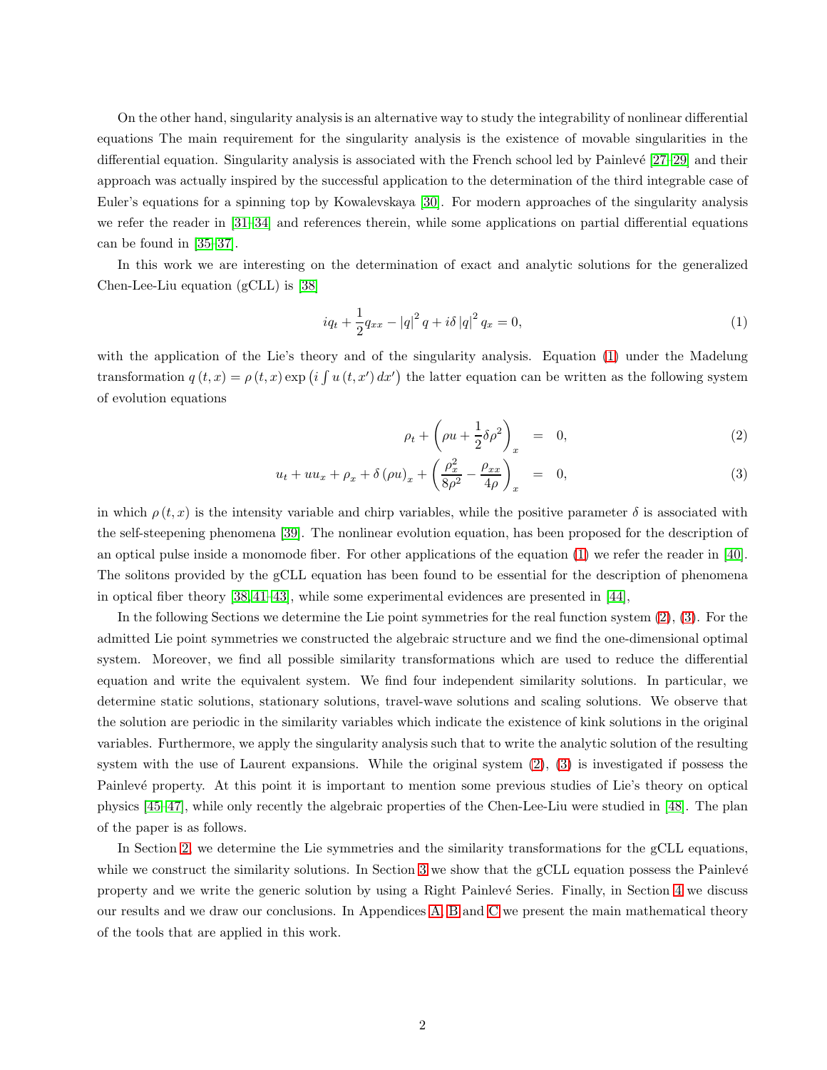On the other hand, singularity analysis is an alternative way to study the integrability of nonlinear differential equations The main requirement for the singularity analysis is the existence of movable singularities in the differential equation. Singularity analysis is associated with the French school led by Painlevé [27–29] and their approach was actually inspired by the successful application to the determination of the third integrable case of Euler's equations for a spinning top by Kowalevskaya [30]. For modern approaches of the singularity analysis we refer the reader in [31–34] and references therein, while some applications on partial differential equations can be found in [35–37].

In this work we are interesting on the determination of exact and analytic solutions for the generalized Chen-Lee-Liu equation (gCLL) is [38]

$$iq_t + \frac{1}{2}q_{xx} - |q|^2 q + i\delta |q|^2 q_x = 0, \tag{1}$$

with the application of the Lie's theory and of the singularity analysis. Equation (1) under the Madelung transformation $q(t,x) = \rho(t,x)\exp\left(i\int u(t,x')\,dx'\right)$ the latter equation can be written as the following system of evolution equations

$$\rho_t + \left(\rho u + \frac{1}{2}\delta\rho^2\right)_x = 0, \tag{2}$$

$$u_t + uu_x + \rho_x + \delta(\rho u)_x + \left(\frac{\rho_x^2}{8\rho^2} - \frac{\rho_{xx}}{4\rho}\right)_x = 0, \tag{3}$$

in which $\rho(t,x)$ is the intensity variable and chirp variables, while the positive parameter $\delta$ is associated with the self-steepening phenomena [39]. The nonlinear evolution equation, has been proposed for the description of an optical pulse inside a monomode fiber. For other applications of the equation (1) we refer the reader in [40]. The solitons provided by the gCLL equation has been found to be essential for the description of phenomena in optical fiber theory [38, 41–43], while some experimental evidences are presented in [44],

In the following Sections we determine the Lie point symmetries for the real function system (2), (3). For the admitted Lie point symmetries we constructed the algebraic structure and we find the one-dimensional optimal system. Moreover, we find all possible similarity transformations which are used to reduce the differential equation and write the equivalent system. We find four independent similarity solutions. In particular, we determine static solutions, stationary solutions, travel-wave solutions and scaling solutions. We observe that the solution are periodic in the similarity variables which indicate the existence of kink solutions in the original variables. Furthermore, we apply the singularity analysis such that to write the analytic solution of the resulting system with the use of Laurent expansions. While the original system (2), (3) is investigated if possess the Painlevé property. At this point it is important to mention some previous studies of Lie's theory on optical physics [45–47], while only recently the algebraic properties of the Chen-Lee-Liu were studied in [48]. The plan of the paper is as follows.

In Section 2, we determine the Lie symmetries and the similarity transformations for the gCLL equations, while we construct the similarity solutions. In Section 3 we show that the gCLL equation possess the Painlevé property and we write the generic solution by using a Right Painlevé Series. Finally, in Section 4 we discuss our results and we draw our conclusions. In Appendices A, B and C we present the main mathematical theory of the tools that are applied in this work.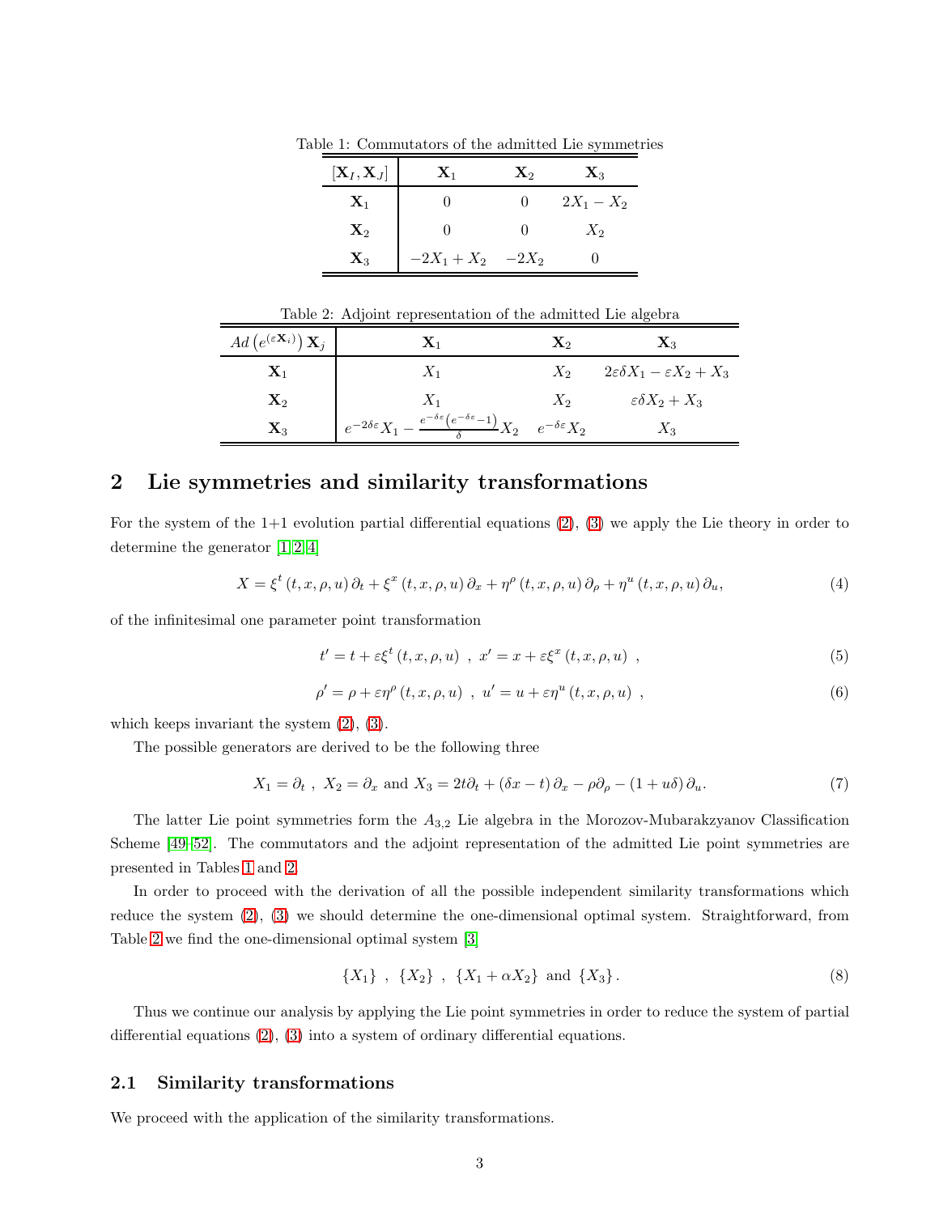Table 1: Commutators of the admitted Lie symmetries

| $[\mathbf{X}_I, \mathbf{X}_J]$ | $\mathbf{X}_1$ | $\mathbf{X}_2$ | $\mathbf{X}_3$ |
|---|---|---|---|
| $\mathbf{X}_1$ | $0$ | $0$ | $2X_1 - X_2$ |
| $\mathbf{X}_2$ | $0$ | $0$ | $X_2$ |
| $\mathbf{X}_3$ | $-2X_1 + X_2$ | $-2X_2$ | $0$ |

Table 2: Adjoint representation of the admitted Lie algebra

| $Ad\left(e^{(\varepsilon \mathbf{X}_i)}\right)\mathbf{X}_j$ | $\mathbf{X}_1$ | $\mathbf{X}_2$ | $\mathbf{X}_3$ |
|---|---|---|---|
| $\mathbf{X}_1$ | $X_1$ | $X_2$ | $2\varepsilon\delta X_1 - \varepsilon X_2 + X_3$ |
| $\mathbf{X}_2$ | $X_1$ | $X_2$ | $\varepsilon\delta X_2 + X_3$ |
| $\mathbf{X}_3$ | $e^{-2\delta\varepsilon}X_1 - \frac{e^{-\delta\varepsilon}\left(e^{-\delta\varepsilon}-1\right)}{\delta}X_2$ | $e^{-\delta\varepsilon}X_2$ | $X_3$ |

## 2 Lie symmetries and similarity transformations

For the system of the 1+1 evolution partial differential equations (2), (3) we apply the Lie theory in order to determine the generator [1,2,4]

$$X = \xi^t(t,x,\rho,u)\,\partial_t + \xi^x(t,x,\rho,u)\,\partial_x + \eta^\rho(t,x,\rho,u)\,\partial_\rho + \eta^u(t,x,\rho,u)\,\partial_u, \tag{4}$$

of the infinitesimal one parameter point transformation

$$t' = t + \varepsilon\xi^t(t,x,\rho,u)\ ,\ x' = x + \varepsilon\xi^x(t,x,\rho,u)\ , \tag{5}$$

$$\rho' = \rho + \varepsilon\eta^\rho(t,x,\rho,u)\ ,\ u' = u + \varepsilon\eta^u(t,x,\rho,u)\ , \tag{6}$$

which keeps invariant the system (2), (3).

The possible generators are derived to be the following three

$$X_1 = \partial_t\ ,\ X_2 = \partial_x \text{ and } X_3 = 2t\partial_t + (\delta x - t)\,\partial_x - \rho\partial_\rho - (1 + u\delta)\,\partial_u. \tag{7}$$

The latter Lie point symmetries form the $A_{3,2}$ Lie algebra in the Morozov-Mubarakzyanov Classification Scheme [49–52]. The commutators and the adjoint representation of the admitted Lie point symmetries are presented in Tables 1 and 2.

In order to proceed with the derivation of all the possible independent similarity transformations which reduce the system (2), (3) we should determine the one-dimensional optimal system. Straightforward, from Table 2 we find the one-dimensional optimal system [3]

$$\{X_1\}\ ,\ \{X_2\}\ ,\ \{X_1 + \alpha X_2\} \text{ and } \{X_3\}. \tag{8}$$

Thus we continue our analysis by applying the Lie point symmetries in order to reduce the system of partial differential equations (2), (3) into a system of ordinary differential equations.

### 2.1 Similarity transformations

We proceed with the application of the similarity transformations.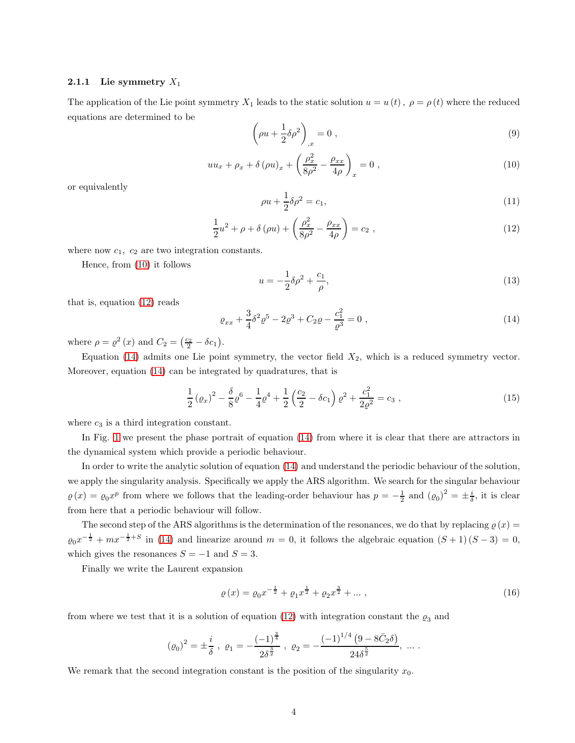### 2.1.1 Lie symmetry $X_1$

The application of the Lie point symmetry $X_1$ leads to the static solution $u = u(t)$, $\rho = \rho(t)$ where the reduced equations are determined to be

$$\left(\rho u + \frac{1}{2}\delta\rho^2\right)_{,x} = 0 , \tag{9}$$

$$uu_x + \rho_x + \delta(\rho u)_x + \left(\frac{\rho_x^2}{8\rho^2} - \frac{\rho_{xx}}{4\rho}\right)_x = 0 , \tag{10}$$

or equivalently

$$\rho u + \frac{1}{2}\delta\rho^2 = c_1, \tag{11}$$

$$\frac{1}{2}u^2 + \rho + \delta(\rho u) + \left(\frac{\rho_x^2}{8\rho^2} - \frac{\rho_{xx}}{4\rho}\right) = c_2 , \tag{12}$$

where now $c_1$, $c_2$ are two integration constants.

Hence, from (10) it follows

$$u = -\frac{1}{2}\delta\rho^2 + \frac{c_1}{\rho}, \tag{13}$$

that is, equation (12) reads

$$\varrho_{xx} + \frac{3}{4}\delta^2\varrho^5 - 2\varrho^3 + C_2\varrho - \frac{c_1^2}{\varrho^3} = 0 , \tag{14}$$

where $\rho = \varrho^2(x)$ and $C_2 = \left(\frac{c_2}{2} - \delta c_1\right)$.

Equation (14) admits one Lie point symmetry, the vector field $X_2$, which is a reduced symmetry vector. Moreover, equation (14) can be integrated by quadratures, that is

$$\frac{1}{2}(\varrho_x)^2 - \frac{\delta}{8}\varrho^6 - \frac{1}{4}\varrho^4 + \frac{1}{2}\left(\frac{c_2}{2} - \delta c_1\right)\varrho^2 + \frac{c_1^2}{2\varrho^2} = c_3 , \tag{15}$$

where $c_3$ is a third integration constant.

In Fig. 1 we present the phase portrait of equation (14) from where it is clear that there are attractors in the dynamical system which provide a periodic behaviour.

In order to write the analytic solution of equation (14) and understand the periodic behaviour of the solution, we apply the singularity analysis. Specifically we apply the ARS algorithm. We search for the singular behaviour $\varrho(x) = \varrho_0 x^p$ from where we follows that the leading-order behaviour has $p = -\frac{1}{2}$ and $(\varrho_0)^2 = \pm\frac{i}{\delta}$, it is clear from here that a periodic behaviour will follow.

The second step of the ARS algorithms is the determination of the resonances, we do that by replacing $\varrho(x) = \varrho_0 x^{-\frac{1}{2}} + m x^{-\frac{1}{2}+S}$ in (14) and linearize around $m = 0$, it follows the algebraic equation $(S+1)(S-3) = 0$, which gives the resonances $S = -1$ and $S = 3$.

Finally we write the Laurent expansion

$$\varrho(x) = \varrho_0 x^{-\frac{1}{2}} + \varrho_1 x^{\frac{1}{2}} + \varrho_2 x^{\frac{3}{2}} + \ldots , \tag{16}$$

from where we test that it is a solution of equation (12) with integration constant the $\varrho_3$ and

$$(\varrho_0)^2 = \pm\frac{i}{\delta} , \ \varrho_1 = -\frac{(-1)^{\frac{3}{4}}}{2\delta^{\frac{3}{2}}} , \ \varrho_2 = -\frac{(-1)^{1/4}\left(9 - 8\bar{C}_2\delta\right)}{24\delta^{\frac{5}{2}}}, \ \ldots .$$

We remark that the second integration constant is the position of the singularity $x_0$.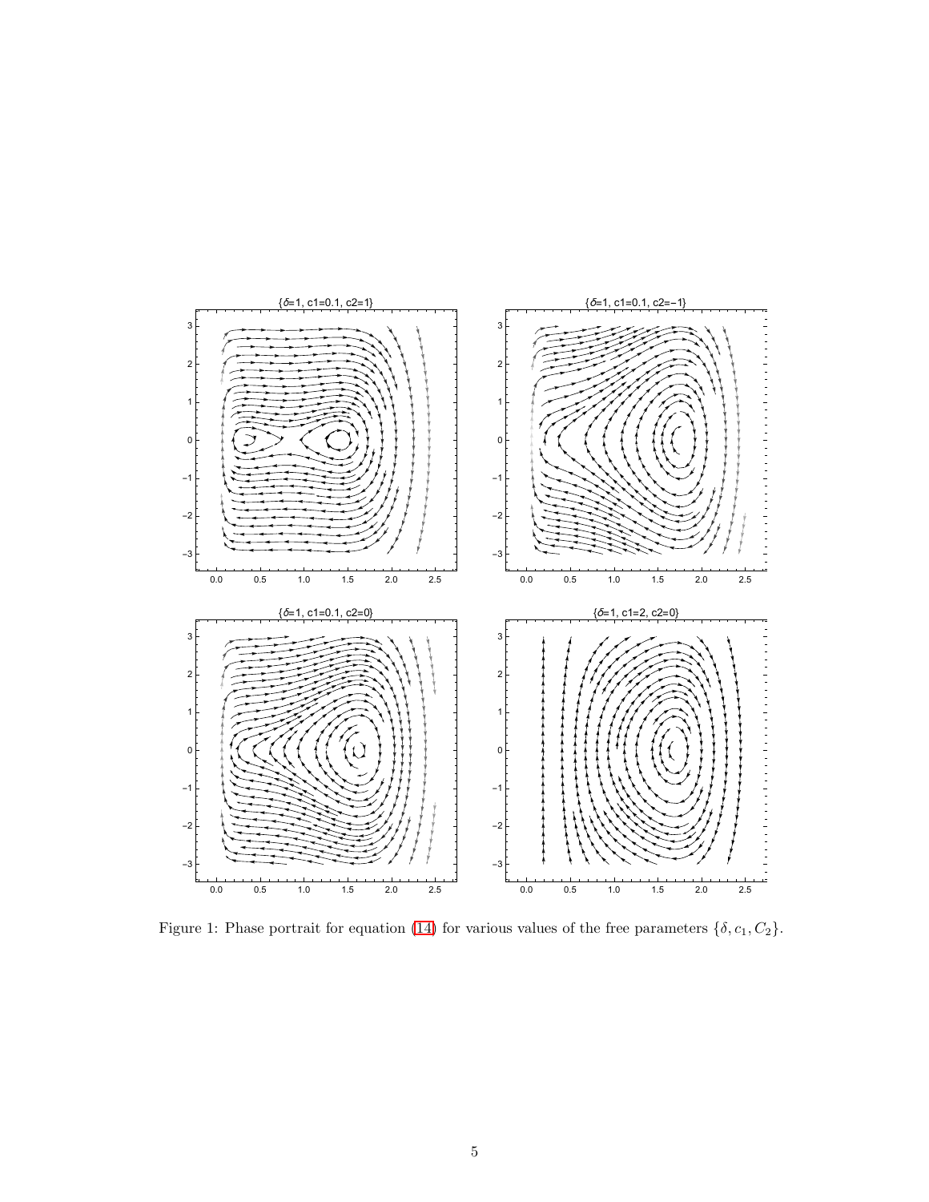Figure 1: Phase portrait for equation (14) for various values of the free parameters $\{\delta, c_1, C_2\}$.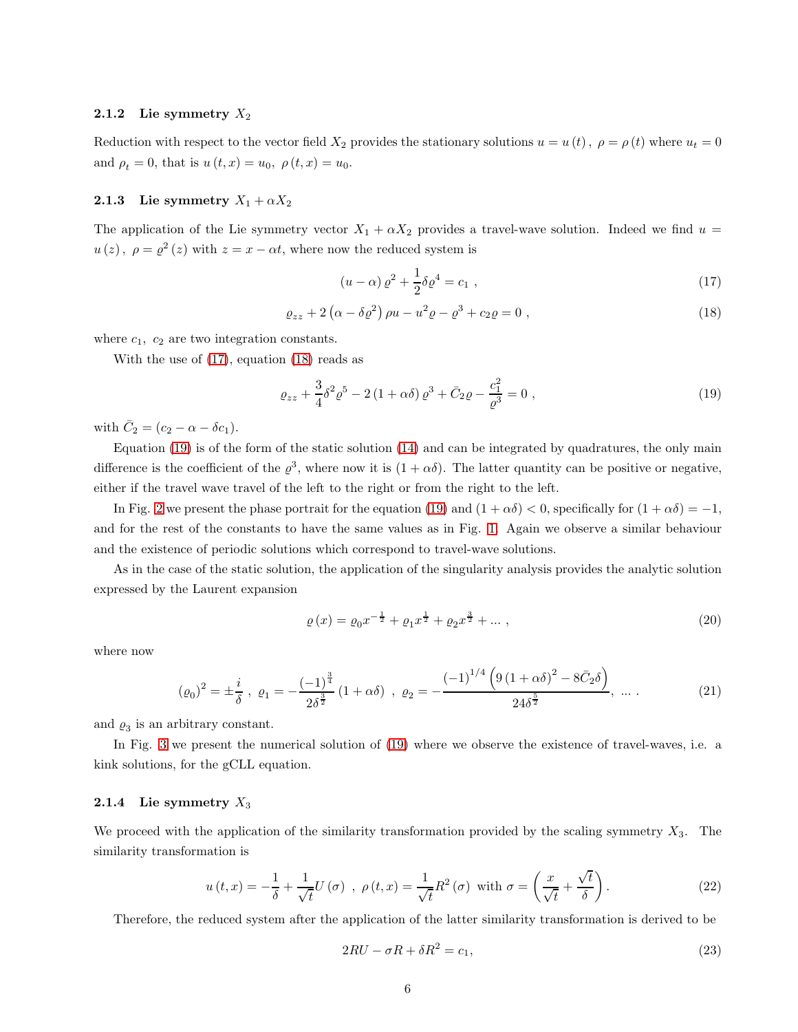### 2.1.2 Lie symmetry $X_2$

Reduction with respect to the vector field $X_2$ provides the stationary solutions $u = u(t)$, $\rho = \rho(t)$ where $u_t = 0$ and $\rho_t = 0$, that is $u(t,x) = u_0$, $\rho(t,x) = u_0$.

### 2.1.3 Lie symmetry $X_1 + \alpha X_2$

The application of the Lie symmetry vector $X_1 + \alpha X_2$ provides a travel-wave solution. Indeed we find $u = u(z)$, $\rho = \varrho^2(z)$ with $z = x - \alpha t$, where now the reduced system is

$$(u - \alpha)\varrho^2 + \frac{1}{2}\delta\varrho^4 = c_1 \ , \tag{17}$$

$$\varrho_{zz} + 2\left(\alpha - \delta\varrho^2\right)\rho u - u^2\varrho - \varrho^3 + c_2\varrho = 0 \ , \tag{18}$$

where $c_1, \ c_2$ are two integration constants.

With the use of (17), equation (18) reads as

$$\varrho_{zz} + \frac{3}{4}\delta^2\varrho^5 - 2(1 + \alpha\delta)\varrho^3 + \bar{C}_2\varrho - \frac{c_1^2}{\varrho^3} = 0 \ , \tag{19}$$

with $\bar{C}_2 = (c_2 - \alpha - \delta c_1)$.

Equation (19) is of the form of the static solution (14) and can be integrated by quadratures, the only main difference is the coefficient of the $\varrho^3$, where now it is $(1 + \alpha\delta)$. The latter quantity can be positive or negative, either if the travel wave travel of the left to the right or from the right to the left.

In Fig. 2 we present the phase portrait for the equation (19) and $(1 + \alpha\delta) < 0$, specifically for $(1 + \alpha\delta) = -1$, and for the rest of the constants to have the same values as in Fig. 1. Again we observe a similar behaviour and the existence of periodic solutions which correspond to travel-wave solutions.

As in the case of the static solution, the application of the singularity analysis provides the analytic solution expressed by the Laurent expansion

$$\varrho(x) = \varrho_0 x^{-\frac{1}{2}} + \varrho_1 x^{\frac{1}{2}} + \varrho_2 x^{\frac{3}{2}} + \dots \ , \tag{20}$$

where now

$$(\varrho_0)^2 = \pm\frac{i}{\delta} \ , \ \varrho_1 = -\frac{(-1)^{\frac{3}{4}}}{2\delta^{\frac{3}{2}}}(1 + \alpha\delta) \ , \ \varrho_2 = -\frac{(-1)^{1/4}\left(9(1 + \alpha\delta)^2 - 8\bar{C}_2\delta\right)}{24\delta^{\frac{5}{2}}}, \ \dots \ . \tag{21}$$

and $\varrho_3$ is an arbitrary constant.

In Fig. 3 we present the numerical solution of (19) where we observe the existence of travel-waves, i.e. a kink solutions, for the gCLL equation.

### 2.1.4 Lie symmetry $X_3$

We proceed with the application of the similarity transformation provided by the scaling symmetry $X_3$. The similarity transformation is

$$u(t,x) = -\frac{1}{\delta} + \frac{1}{\sqrt{t}}U(\sigma) \ , \ \rho(t,x) = \frac{1}{\sqrt{t}}R^2(\sigma) \ \text{with} \ \sigma = \left(\frac{x}{\sqrt{t}} + \frac{\sqrt{t}}{\delta}\right). \tag{22}$$

Therefore, the reduced system after the application of the latter similarity transformation is derived to be

$$2RU - \sigma R + \delta R^2 = c_1, \tag{23}$$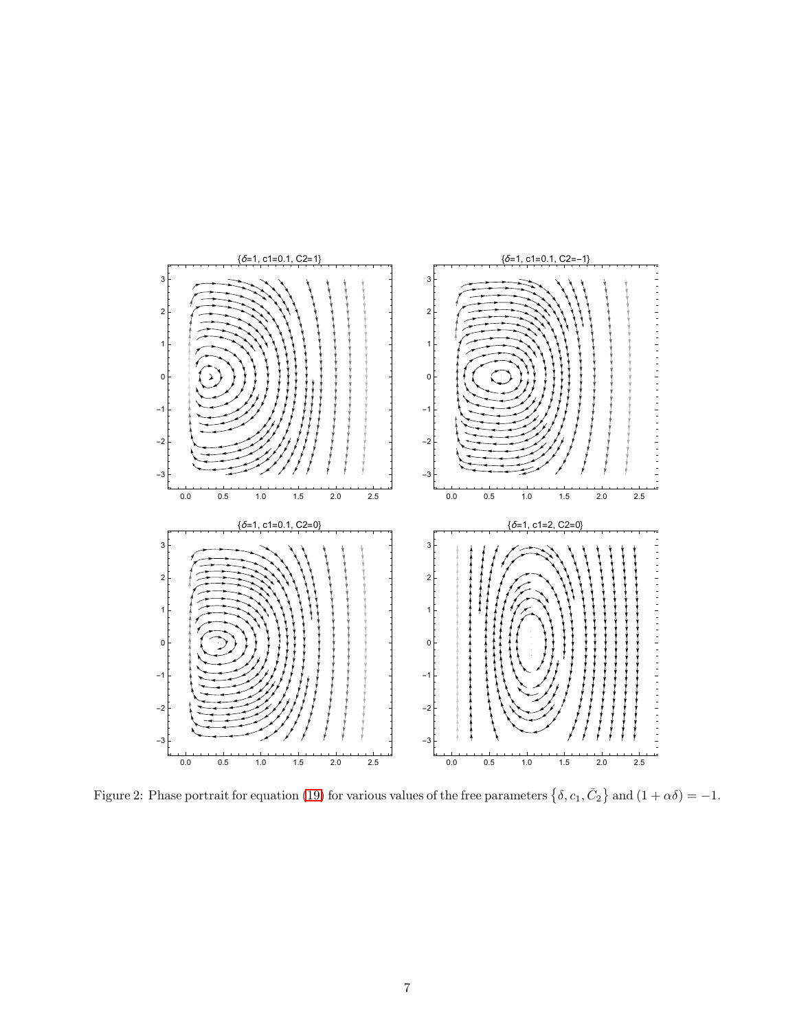Figure 2: Phase portrait for equation (19) for various values of the free parameters $\{\delta, c_1, \bar{C}_2\}$ and $(1+\alpha\delta) = -1$.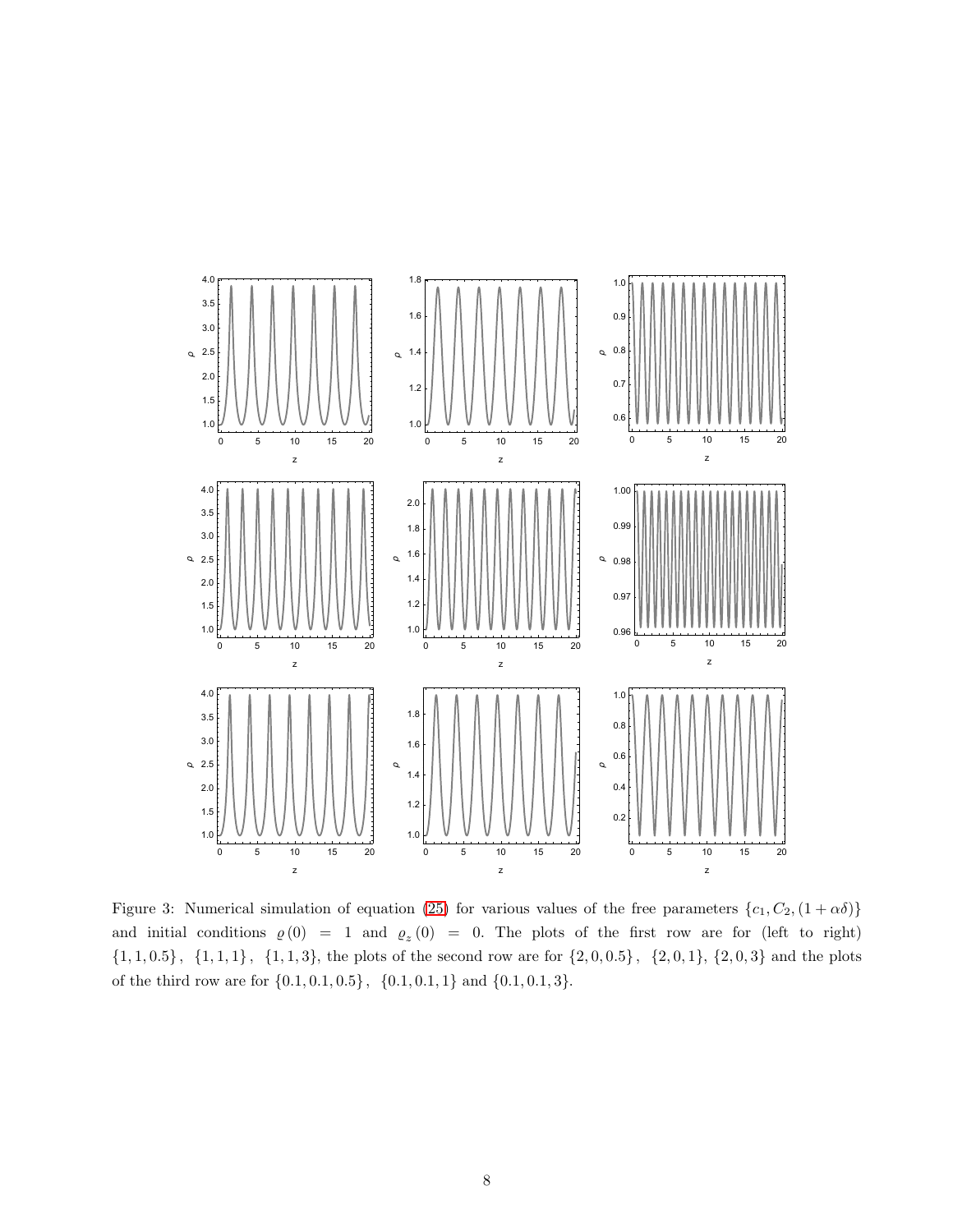Figure 3: Numerical simulation of equation (25) for various values of the free parameters $\{c_1, C_2, (1+\alpha\delta)\}$ and initial conditions $\varrho(0) = 1$ and $\varrho_z(0) = 0$. The plots of the first row are for (left to right) $\{1, 1, 0.5\}$, $\{1, 1, 1\}$, $\{1, 1, 3\}$, the plots of the second row are for $\{2, 0, 0.5\}$, $\{2, 0, 1\}$, $\{2, 0, 3\}$ and the plots of the third row are for $\{0.1, 0.1, 0.5\}$, $\{0.1, 0.1, 1\}$ and $\{0.1, 0.1, 3\}$.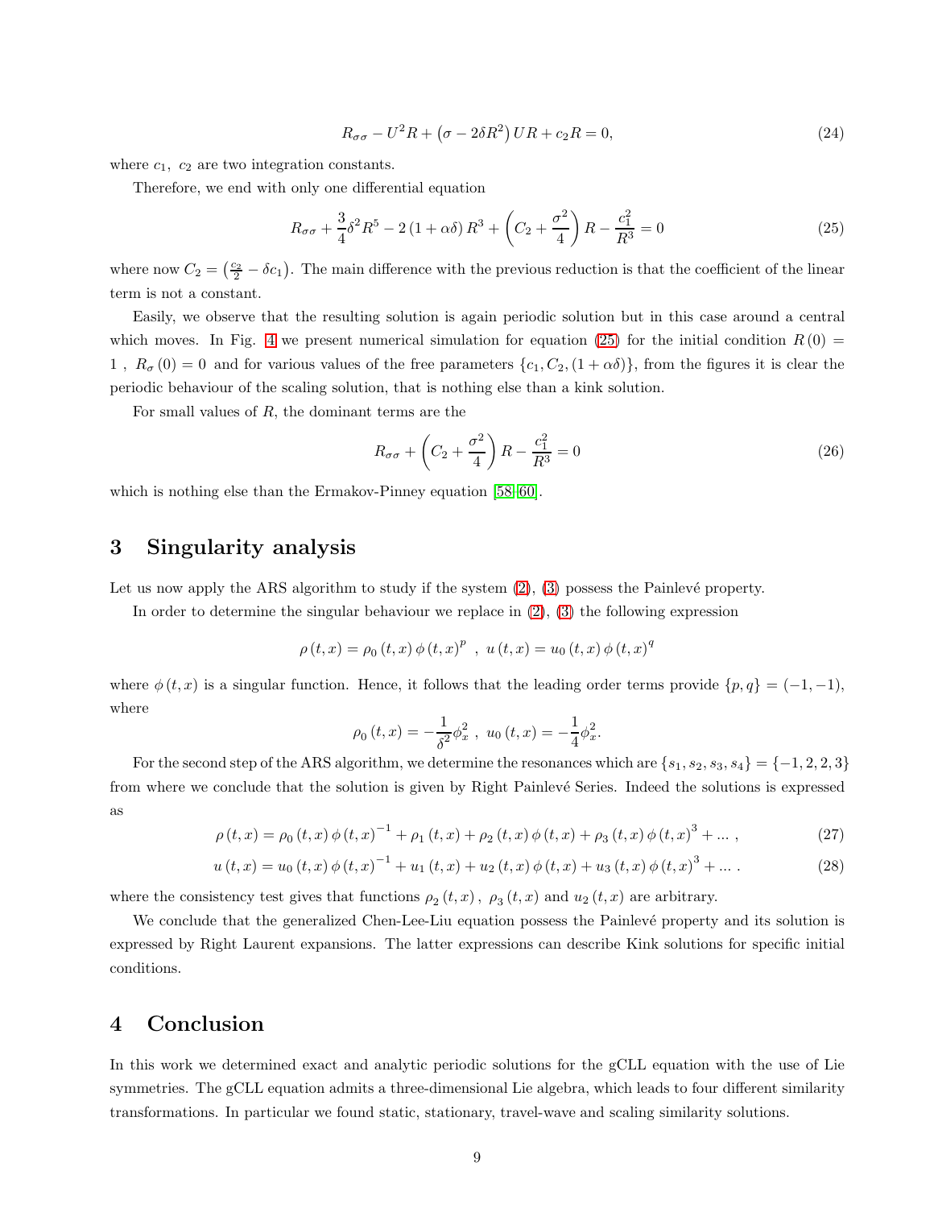$$R_{\sigma\sigma}-U^{2}R+\left(\sigma-2\delta R^{2}\right)UR+c_{2}R=0, \tag{24}$$

where $c_1,\ c_2$ are two integration constants.

Therefore, we end with only one differential equation

$$R_{\sigma\sigma}+\frac{3}{4}\delta^{2}R^{5}-2\left(1+\alpha\delta\right)R^{3}+\left(C_{2}+\frac{\sigma^{2}}{4}\right)R-\frac{c_{1}^{2}}{R^{3}}=0 \tag{25}$$

where now $C_2=\left(\frac{c_2}{2}-\delta c_1\right)$. The main difference with the previous reduction is that the coefficient of the linear term is not a constant.

Easily, we observe that the resulting solution is again periodic solution but in this case around a central which moves. In Fig. 4 we present numerical simulation for equation (25) for the initial condition $R(0)=1\ ,\ R_\sigma(0)=0$ and for various values of the free parameters $\{c_1,C_2,(1+\alpha\delta)\}$, from the figures it is clear the periodic behaviour of the scaling solution, that is nothing else than a kink solution.

For small values of $R$, the dominant terms are the

$$R_{\sigma\sigma}+\left(C_{2}+\frac{\sigma^{2}}{4}\right)R-\frac{c_{1}^{2}}{R^{3}}=0 \tag{26}$$

which is nothing else than the Ermakov-Pinney equation [58–60].

# 3 Singularity analysis

Let us now apply the ARS algorithm to study if the system (2), (3) possess the Painlevé property.

In order to determine the singular behaviour we replace in (2), (3) the following expression

$$\rho\left(t,x\right)=\rho_{0}\left(t,x\right)\phi\left(t,x\right)^{p}\ ,\ u\left(t,x\right)=u_{0}\left(t,x\right)\phi\left(t,x\right)^{q}$$

where $\phi(t,x)$ is a singular function. Hence, it follows that the leading order terms provide $\{p,q\}=(-1,-1)$, where

$$\rho_{0}\left(t,x\right)=-\frac{1}{\delta^{2}}\phi_{x}^{2}\ ,\ u_{0}\left(t,x\right)=-\frac{1}{4}\phi_{x}^{2}.$$

For the second step of the ARS algorithm, we determine the resonances which are $\{s_1,s_2,s_3,s_4\}=\{-1,2,2,3\}$ from where we conclude that the solution is given by Right Painlevé Series. Indeed the solutions is expressed as

$$\rho\left(t,x\right)=\rho_{0}\left(t,x\right)\phi\left(t,x\right)^{-1}+\rho_{1}\left(t,x\right)+\rho_{2}\left(t,x\right)\phi\left(t,x\right)+\rho_{3}\left(t,x\right)\phi\left(t,x\right)^{3}+...\ , \tag{27}$$

$$u\left(t,x\right)=u_{0}\left(t,x\right)\phi\left(t,x\right)^{-1}+u_{1}\left(t,x\right)+u_{2}\left(t,x\right)\phi\left(t,x\right)+u_{3}\left(t,x\right)\phi\left(t,x\right)^{3}+...\ . \tag{28}$$

where the consistency test gives that functions $\rho_2(t,x)\ ,\ \rho_3(t,x)$ and $u_2(t,x)$ are arbitrary.

We conclude that the generalized Chen-Lee-Liu equation possess the Painlevé property and its solution is expressed by Right Laurent expansions. The latter expressions can describe Kink solutions for specific initial conditions.

# 4 Conclusion

In this work we determined exact and analytic periodic solutions for the gCLL equation with the use of Lie symmetries. The gCLL equation admits a three-dimensional Lie algebra, which leads to four different similarity transformations. In particular we found static, stationary, travel-wave and scaling similarity solutions.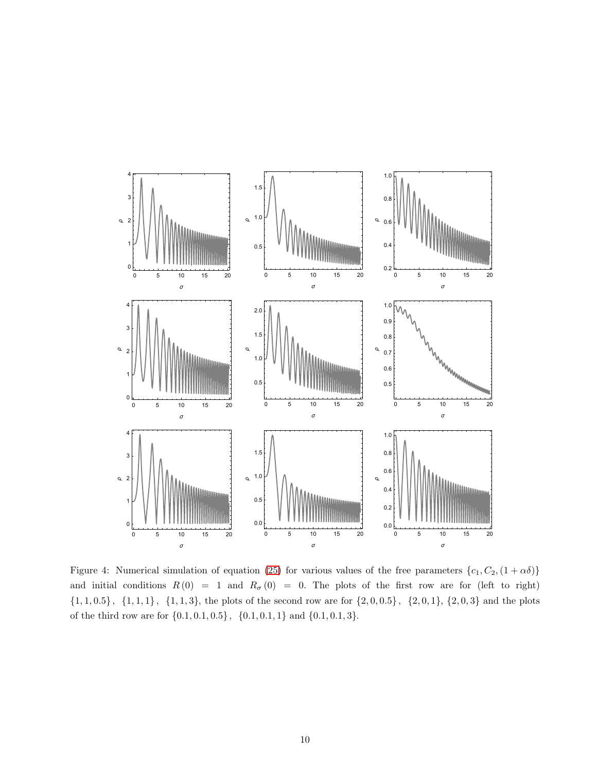Figure 4: Numerical simulation of equation (25) for various values of the free parameters $\{c_1, C_2, (1+\alpha\delta)\}$ and initial conditions $R(0) = 1$ and $R_\sigma(0) = 0$. The plots of the first row are for (left to right) $\{1, 1, 0.5\}$, $\{1, 1, 1\}$, $\{1, 1, 3\}$, the plots of the second row are for $\{2, 0, 0.5\}$, $\{2, 0, 1\}$, $\{2, 0, 3\}$ and the plots of the third row are for $\{0.1, 0.1, 0.5\}$, $\{0.1, 0.1, 1\}$ and $\{0.1, 0.1, 3\}$.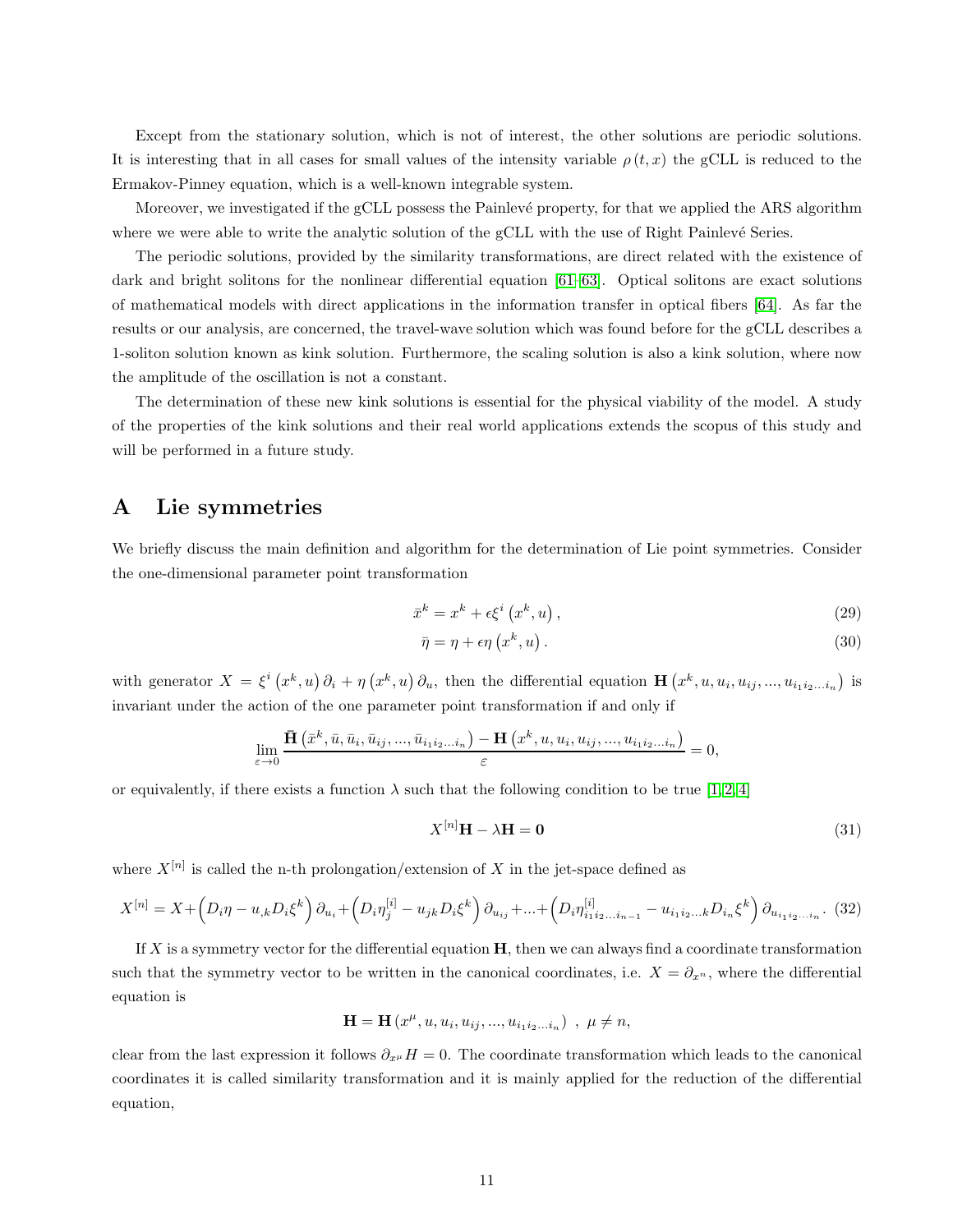Except from the stationary solution, which is not of interest, the other solutions are periodic solutions. It is interesting that in all cases for small values of the intensity variable $\rho(t,x)$ the gCLL is reduced to the Ermakov-Pinney equation, which is a well-known integrable system.

Moreover, we investigated if the gCLL possess the Painlevé property, for that we applied the ARS algorithm where we were able to write the analytic solution of the gCLL with the use of Right Painlevé Series.

The periodic solutions, provided by the similarity transformations, are direct related with the existence of dark and bright solitons for the nonlinear differential equation [61–63]. Optical solitons are exact solutions of mathematical models with direct applications in the information transfer in optical fibers [64]. As far the results or our analysis, are concerned, the travel-wave solution which was found before for the gCLL describes a 1-soliton solution known as kink solution. Furthermore, the scaling solution is also a kink solution, where now the amplitude of the oscillation is not a constant.

The determination of these new kink solutions is essential for the physical viability of the model. A study of the properties of the kink solutions and their real world applications extends the scopus of this study and will be performed in a future study.

# A Lie symmetries

We briefly discuss the main definition and algorithm for the determination of Lie point symmetries. Consider the one-dimensional parameter point transformation

$$\bar{x}^k = x^k + \epsilon \xi^i\left(x^k, u\right), \tag{29}$$

$$\bar{\eta} = \eta + \epsilon \eta\left(x^k, u\right). \tag{30}$$

with generator $X = \xi^i\left(x^k, u\right)\partial_i + \eta\left(x^k, u\right)\partial_u$, then the differential equation $\mathbf{H}\left(x^k, u, u_i, u_{ij}, ..., u_{i_1 i_2 ... i_n}\right)$ is invariant under the action of the one parameter point transformation if and only if

$$\lim_{\varepsilon \to 0} \frac{\bar{\mathbf{H}}\left(\bar{x}^k, \bar{u}, \bar{u}_i, \bar{u}_{ij}, ..., \bar{u}_{i_1 i_2 ... i_n}\right) - \mathbf{H}\left(x^k, u, u_i, u_{ij}, ..., u_{i_1 i_2 ... i_n}\right)}{\varepsilon} = 0,$$

or equivalently, if there exists a function $\lambda$ such that the following condition to be true [1, 2, 4]

$$X^{[n]}\mathbf{H} - \lambda \mathbf{H} = \mathbf{0} \tag{31}$$

where $X^{[n]}$ is called the n-th prolongation/extension of $X$ in the jet-space defined as

$$X^{[n]} = X + \left(D_i \eta - u_{,k} D_i \xi^k\right)\partial_{u_i} + \left(D_i \eta_j^{[i]} - u_{jk} D_i \xi^k\right)\partial_{u_{ij}} + ... + \left(D_i \eta_{i_1 i_2 ... i_{n-1}}^{[i]} - u_{i_1 i_2 ... k} D_{i_n} \xi^k\right)\partial_{u_{i_1 i_2 ... i_n}}. \tag{32}$$

If $X$ is a symmetry vector for the differential equation $\mathbf{H}$, then we can always find a coordinate transformation such that the symmetry vector to be written in the canonical coordinates, i.e. $X = \partial_{x^n}$, where the differential equation is

$$\mathbf{H} = \mathbf{H}\left(x^\mu, u, u_i, u_{ij}, ..., u_{i_1 i_2 ... i_n}\right)\ ,\ \mu \neq n,$$

clear from the last expression it follows $\partial_{x^\mu} H = 0$. The coordinate transformation which leads to the canonical coordinates it is called similarity transformation and it is mainly applied for the reduction of the differential equation,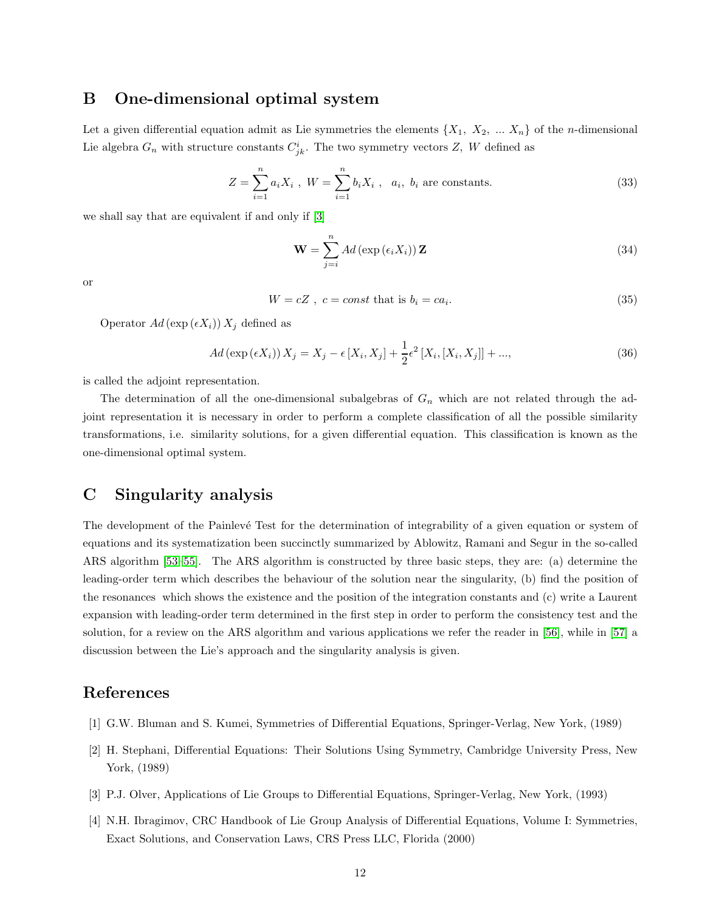## B One-dimensional optimal system

Let a given differential equation admit as Lie symmetries the elements $\{X_1,\ X_2,\ ...\ X_n\}$ of the $n$-dimensional Lie algebra $G_n$ with structure constants $C^i_{jk}$. The two symmetry vectors $Z,\ W$ defined as

$$Z = \sum_{i=1}^{n} a_i X_i\ ,\ W = \sum_{i=1}^{n} b_i X_i\ ,\quad a_i,\ b_i \text{ are constants.} \tag{33}$$

we shall say that are equivalent if and only if [3]

$$\mathbf{W} = \sum_{j=i}^{n} Ad\left(\exp\left(\epsilon_i X_i\right)\right)\mathbf{Z} \tag{34}$$

or

$$W = cZ\ ,\ c = const \text{ that is } b_i = ca_i. \tag{35}$$

Operator $Ad\left(\exp\left(\epsilon X_i\right)\right) X_j$ defined as

$$Ad\left(\exp\left(\epsilon X_i\right)\right) X_j = X_j - \epsilon\left[X_i, X_j\right] + \frac{1}{2}\epsilon^2\left[X_i,\left[X_i, X_j\right]\right] + ..., \tag{36}$$

is called the adjoint representation.

The determination of all the one-dimensional subalgebras of $G_n$ which are not related through the adjoint representation it is necessary in order to perform a complete classification of all the possible similarity transformations, i.e. similarity solutions, for a given differential equation. This classification is known as the one-dimensional optimal system.

## C Singularity analysis

The development of the Painlevé Test for the determination of integrability of a given equation or system of equations and its systematization been succinctly summarized by Ablowitz, Ramani and Segur in the so-called ARS algorithm [53–55]. The ARS algorithm is constructed by three basic steps, they are: (a) determine the leading-order term which describes the behaviour of the solution near the singularity, (b) find the position of the resonances which shows the existence and the position of the integration constants and (c) write a Laurent expansion with leading-order term determined in the first step in order to perform the consistency test and the solution, for a review on the ARS algorithm and various applications we refer the reader in [56], while in [57] a discussion between the Lie's approach and the singularity analysis is given.

## References

[1] G.W. Bluman and S. Kumei, Symmetries of Differential Equations, Springer-Verlag, New York, (1989)

[2] H. Stephani, Differential Equations: Their Solutions Using Symmetry, Cambridge University Press, New York, (1989)

[3] P.J. Olver, Applications of Lie Groups to Differential Equations, Springer-Verlag, New York, (1993)

[4] N.H. Ibragimov, CRC Handbook of Lie Group Analysis of Differential Equations, Volume I: Symmetries, Exact Solutions, and Conservation Laws, CRS Press LLC, Florida (2000)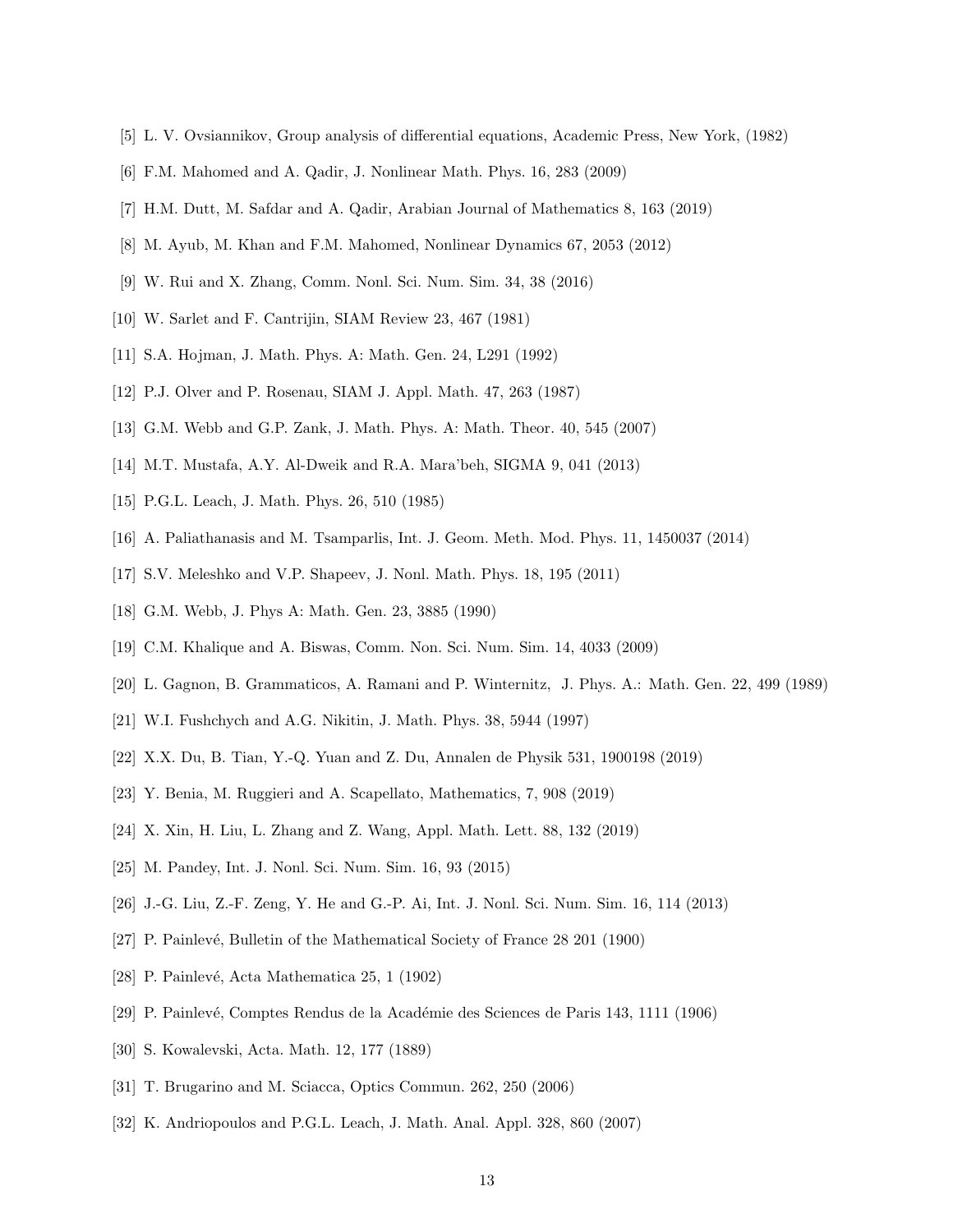[5] L. V. Ovsiannikov, Group analysis of differential equations, Academic Press, New York, (1982)

[6] F.M. Mahomed and A. Qadir, J. Nonlinear Math. Phys. 16, 283 (2009)

[7] H.M. Dutt, M. Safdar and A. Qadir, Arabian Journal of Mathematics 8, 163 (2019)

[8] M. Ayub, M. Khan and F.M. Mahomed, Nonlinear Dynamics 67, 2053 (2012)

[9] W. Rui and X. Zhang, Comm. Nonl. Sci. Num. Sim. 34, 38 (2016)

[10] W. Sarlet and F. Cantrijin, SIAM Review 23, 467 (1981)

[11] S.A. Hojman, J. Math. Phys. A: Math. Gen. 24, L291 (1992)

[12] P.J. Olver and P. Rosenau, SIAM J. Appl. Math. 47, 263 (1987)

[13] G.M. Webb and G.P. Zank, J. Math. Phys. A: Math. Theor. 40, 545 (2007)

[14] M.T. Mustafa, A.Y. Al-Dweik and R.A. Mara'beh, SIGMA 9, 041 (2013)

[15] P.G.L. Leach, J. Math. Phys. 26, 510 (1985)

[16] A. Paliathanasis and M. Tsamparlis, Int. J. Geom. Meth. Mod. Phys. 11, 1450037 (2014)

[17] S.V. Meleshko and V.P. Shapeev, J. Nonl. Math. Phys. 18, 195 (2011)

[18] G.M. Webb, J. Phys A: Math. Gen. 23, 3885 (1990)

[19] C.M. Khalique and A. Biswas, Comm. Non. Sci. Num. Sim. 14, 4033 (2009)

[20] L. Gagnon, B. Grammaticos, A. Ramani and P. Winternitz, J. Phys. A.: Math. Gen. 22, 499 (1989)

[21] W.I. Fushchych and A.G. Nikitin, J. Math. Phys. 38, 5944 (1997)

[22] X.X. Du, B. Tian, Y.-Q. Yuan and Z. Du, Annalen de Physik 531, 1900198 (2019)

[23] Y. Benia, M. Ruggieri and A. Scapellato, Mathematics, 7, 908 (2019)

[24] X. Xin, H. Liu, L. Zhang and Z. Wang, Appl. Math. Lett. 88, 132 (2019)

[25] M. Pandey, Int. J. Nonl. Sci. Num. Sim. 16, 93 (2015)

[26] J.-G. Liu, Z.-F. Zeng, Y. He and G.-P. Ai, Int. J. Nonl. Sci. Num. Sim. 16, 114 (2013)

[27] P. Painlevé, Bulletin of the Mathematical Society of France 28 201 (1900)

[28] P. Painlevé, Acta Mathematica 25, 1 (1902)

[29] P. Painlevé, Comptes Rendus de la Académie des Sciences de Paris 143, 1111 (1906)

[30] S. Kowalevski, Acta. Math. 12, 177 (1889)

[31] T. Brugarino and M. Sciacca, Optics Commun. 262, 250 (2006)

[32] K. Andriopoulos and P.G.L. Leach, J. Math. Anal. Appl. 328, 860 (2007)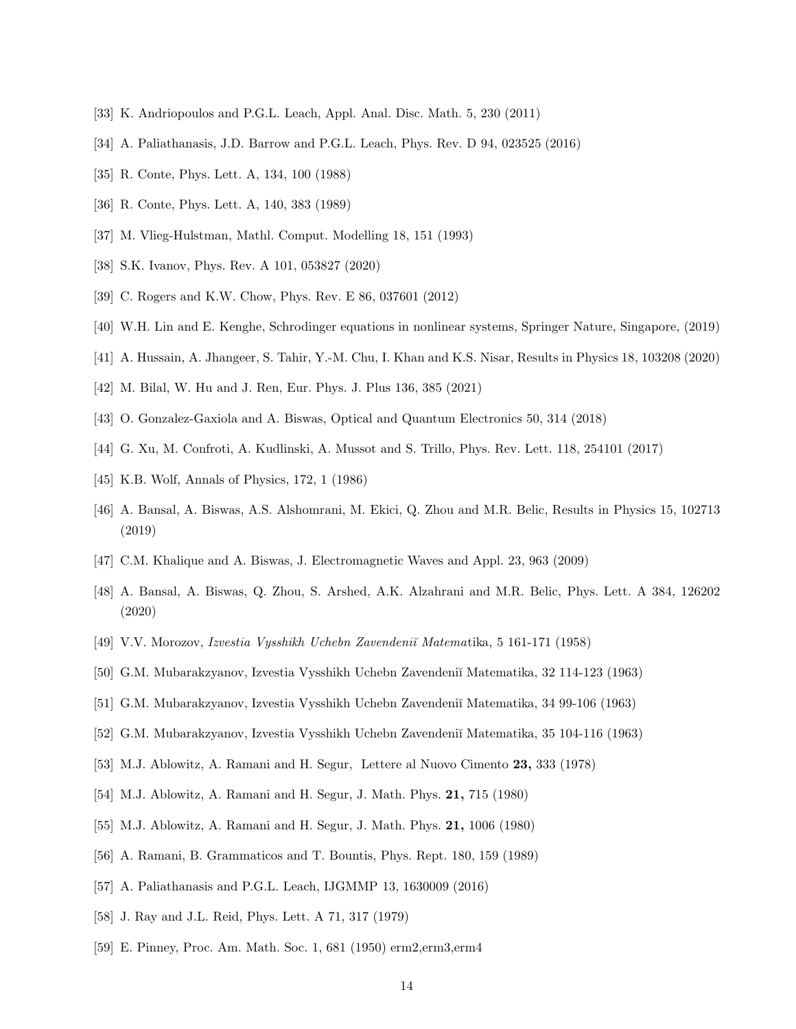[33] K. Andriopoulos and P.G.L. Leach, Appl. Anal. Disc. Math. 5, 230 (2011)

[34] A. Paliathanasis, J.D. Barrow and P.G.L. Leach, Phys. Rev. D 94, 023525 (2016)

[35] R. Conte, Phys. Lett. A, 134, 100 (1988)

[36] R. Conte, Phys. Lett. A, 140, 383 (1989)

[37] M. Vlieg-Hulstman, Mathl. Comput. Modelling 18, 151 (1993)

[38] S.K. Ivanov, Phys. Rev. A 101, 053827 (2020)

[39] C. Rogers and K.W. Chow, Phys. Rev. E 86, 037601 (2012)

[40] W.H. Lin and E. Kenghe, Schrodinger equations in nonlinear systems, Springer Nature, Singapore, (2019)

[41] A. Hussain, A. Jhangeer, S. Tahir, Y.-M. Chu, I. Khan and K.S. Nisar, Results in Physics 18, 103208 (2020)

[42] M. Bilal, W. Hu and J. Ren, Eur. Phys. J. Plus 136, 385 (2021)

[43] O. Gonzalez-Gaxiola and A. Biswas, Optical and Quantum Electronics 50, 314 (2018)

[44] G. Xu, M. Confroti, A. Kudlinski, A. Mussot and S. Trillo, Phys. Rev. Lett. 118, 254101 (2017)

[45] K.B. Wolf, Annals of Physics, 172, 1 (1986)

[46] A. Bansal, A. Biswas, A.S. Alshomrani, M. Ekici, Q. Zhou and M.R. Belic, Results in Physics 15, 102713 (2019)

[47] C.M. Khalique and A. Biswas, J. Electromagnetic Waves and Appl. 23, 963 (2009)

[48] A. Bansal, A. Biswas, Q. Zhou, S. Arshed, A.K. Alzahrani and M.R. Belic, Phys. Lett. A 384, 126202 (2020)

[49] V.V. Morozov, *Izvestia Vysshikh Uchebn Zavendeniĭ Matema*tika, 5 161-171 (1958)

[50] G.M. Mubarakzyanov, Izvestia Vysshikh Uchebn Zavendeniĭ Matematika, 32 114-123 (1963)

[51] G.M. Mubarakzyanov, Izvestia Vysshikh Uchebn Zavendeniĭ Matematika, 34 99-106 (1963)

[52] G.M. Mubarakzyanov, Izvestia Vysshikh Uchebn Zavendeniĭ Matematika, 35 104-116 (1963)

[53] M.J. Ablowitz, A. Ramani and H. Segur, Lettere al Nuovo Cimento **23,** 333 (1978)

[54] M.J. Ablowitz, A. Ramani and H. Segur, J. Math. Phys. **21,** 715 (1980)

[55] M.J. Ablowitz, A. Ramani and H. Segur, J. Math. Phys. **21,** 1006 (1980)

[56] A. Ramani, B. Grammaticos and T. Bountis, Phys. Rept. 180, 159 (1989)

[57] A. Paliathanasis and P.G.L. Leach, IJGMMP 13, 1630009 (2016)

[58] J. Ray and J.L. Reid, Phys. Lett. A 71, 317 (1979)

[59] E. Pinney, Proc. Am. Math. Soc. 1, 681 (1950) erm2,erm3,erm4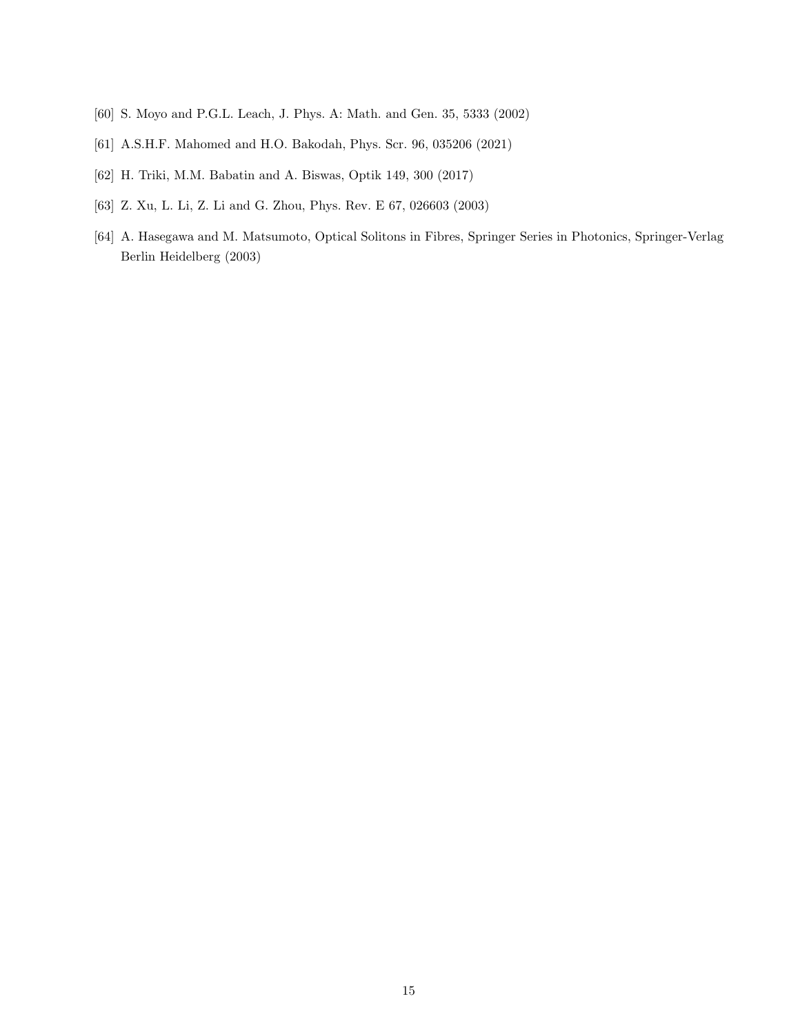[60] S. Moyo and P.G.L. Leach, J. Phys. A: Math. and Gen. 35, 5333 (2002)

[61] A.S.H.F. Mahomed and H.O. Bakodah, Phys. Scr. 96, 035206 (2021)

[62] H. Triki, M.M. Babatin and A. Biswas, Optik 149, 300 (2017)

[63] Z. Xu, L. Li, Z. Li and G. Zhou, Phys. Rev. E 67, 026603 (2003)

[64] A. Hasegawa and M. Matsumoto, Optical Solitons in Fibres, Springer Series in Photonics, Springer-Verlag Berlin Heidelberg (2003)